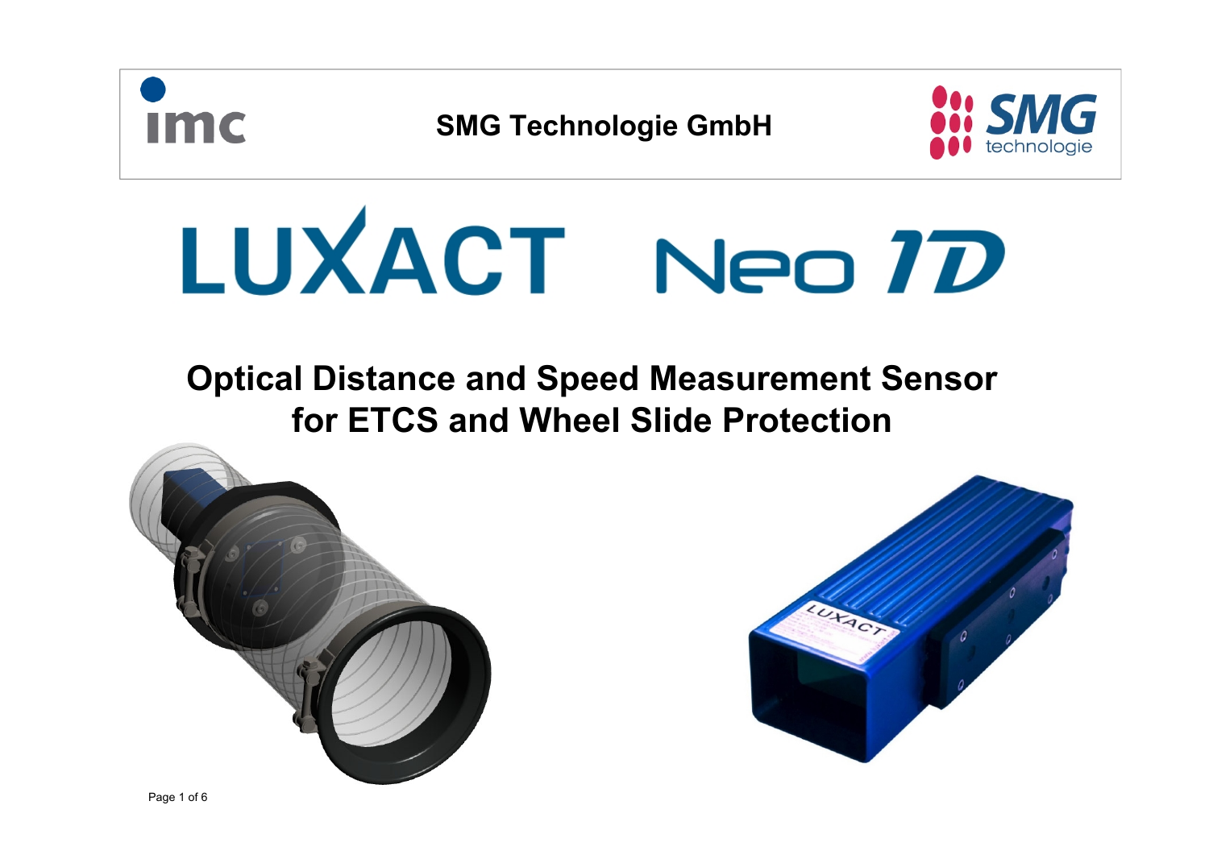SMG Technologie GmbH

# LUXACT Neo 1D

## Optical Distance and Speed Measurement Sensor for ETCS and Wheel Slide Protection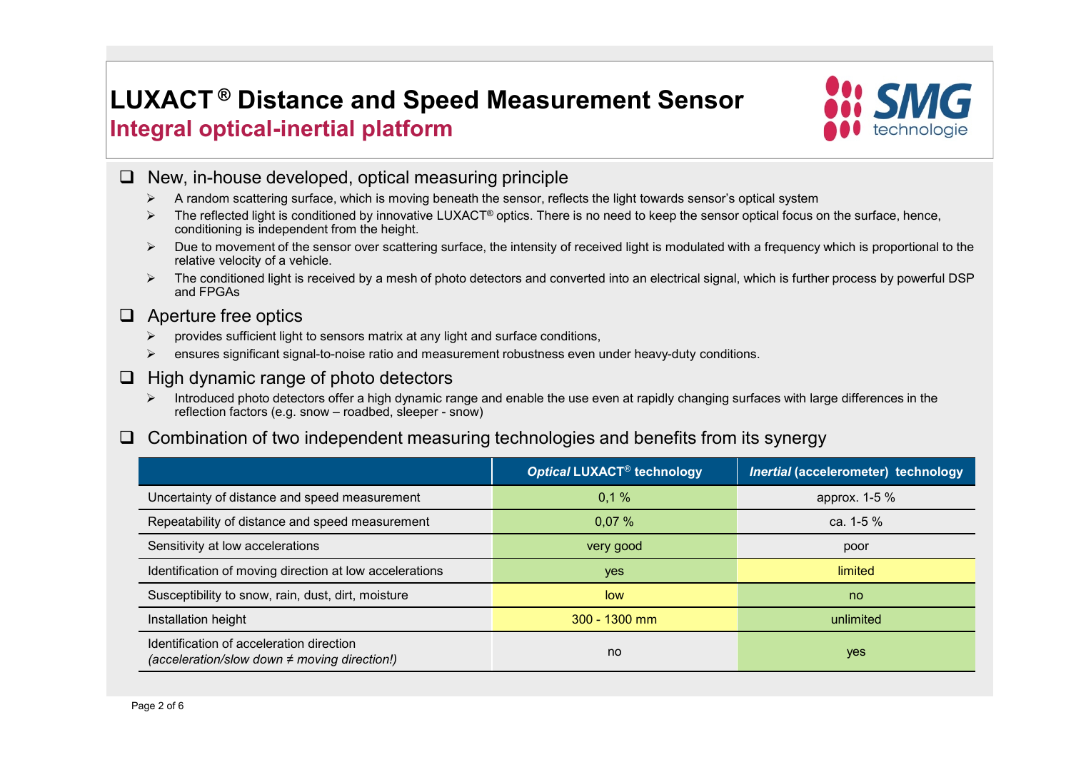# LUXACT® Distance and Speed Measurement Sensor

## Integral optical-inertial platform

SMG technologie

- New, in-house developed, optical measuring principle
  - A random scattering surface, which is moving beneath the sensor, reflects the light towards sensor's optical system
  - The reflected light is conditioned by innovative LUXACT® optics. There is no need to keep the sensor optical focus on the surface, hence, conditioning is independent from the height.
  - Due to movement of the sensor over scattering surface, the intensity of received light is modulated with a frequency which is proportional to the relative velocity of a vehicle.
  - The conditioned light is received by a mesh of photo detectors and converted into an electrical signal, which is further process by powerful DSP and FPGAs
- Aperture free optics
  - provides sufficient light to sensors matrix at any light and surface conditions,
  - ensures significant signal-to-noise ratio and measurement robustness even under heavy-duty conditions.
- High dynamic range of photo detectors
  - Introduced photo detectors offer a high dynamic range and enable the use even at rapidly changing surfaces with large differences in the reflection factors (e.g. snow – roadbed, sleeper - snow)
- Combination of two independent measuring technologies and benefits from its synergy

| | ***Optical*** **LUXACT® technology** | ***Inertial*** **(accelerometer) technology** |
|---|---|---|
| Uncertainty of distance and speed measurement | 0,1 % | approx. 1-5 % |
| Repeatability of distance and speed measurement | 0,07 % | ca. 1-5 % |
| Sensitivity at low accelerations | very good | poor |
| Identification of moving direction at low accelerations | yes | limited |
| Susceptibility to snow, rain, dust, dirt, moisture | low | no |
| Installation height | 300 - 1300 mm | unlimited |
| Identification of acceleration direction *(acceleration/slow down ≠ moving direction!)* | no | yes |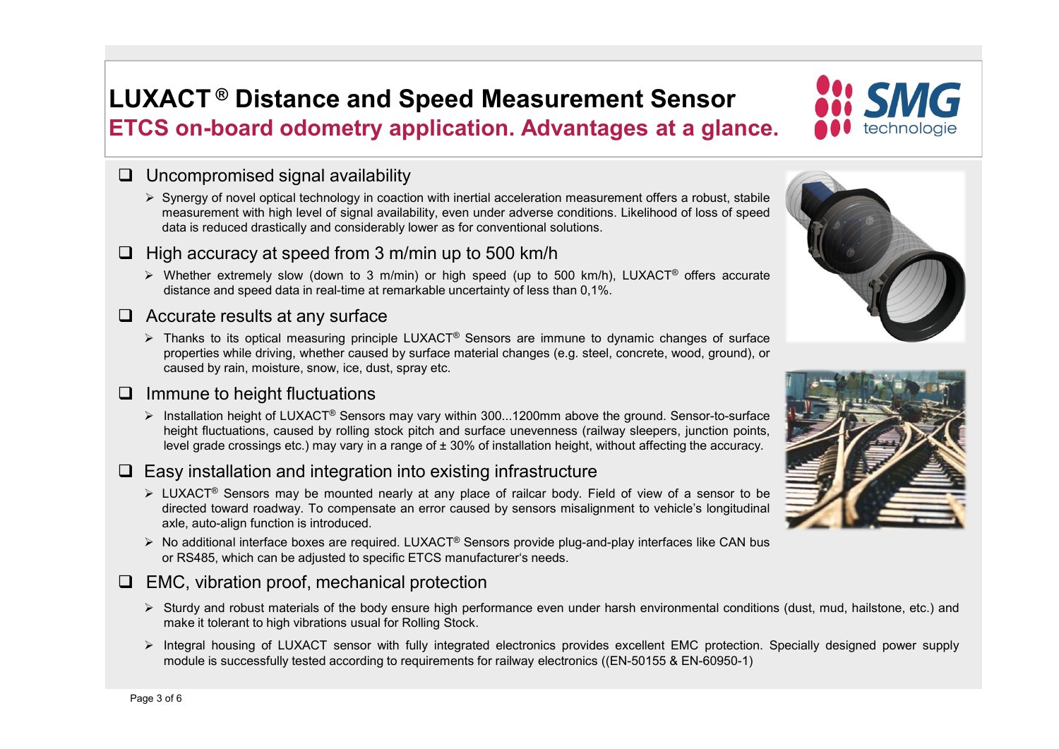# LUXACT® Distance and Speed Measurement Sensor

## ETCS on-board odometry application. Advantages at a glance.

- Uncompromised signal availability
  - Synergy of novel optical technology in coaction with inertial acceleration measurement offers a robust, stabile measurement with high level of signal availability, even under adverse conditions. Likelihood of loss of speed data is reduced drastically and considerably lower as for conventional solutions.
- High accuracy at speed from 3 m/min up to 500 km/h
  - Whether extremely slow (down to 3 m/min) or high speed (up to 500 km/h), LUXACT® offers accurate distance and speed data in real-time at remarkable uncertainty of less than 0,1%.
- Accurate results at any surface
  - Thanks to its optical measuring principle LUXACT® Sensors are immune to dynamic changes of surface properties while driving, whether caused by surface material changes (e.g. steel, concrete, wood, ground), or caused by rain, moisture, snow, ice, dust, spray etc.
- Immune to height fluctuations
  - Installation height of LUXACT® Sensors may vary within 300...1200mm above the ground. Sensor-to-surface height fluctuations, caused by rolling stock pitch and surface unevenness (railway sleepers, junction points, level grade crossings etc.) may vary in a range of ± 30% of installation height, without affecting the accuracy.
- Easy installation and integration into existing infrastructure
  - LUXACT® Sensors may be mounted nearly at any place of railcar body. Field of view of a sensor to be directed toward roadway. To compensate an error caused by sensors misalignment to vehicle's longitudinal axle, auto-align function is introduced.
  - No additional interface boxes are required. LUXACT® Sensors provide plug-and-play interfaces like CAN bus or RS485, which can be adjusted to specific ETCS manufacturer's needs.
- EMC, vibration proof, mechanical protection
  - Sturdy and robust materials of the body ensure high performance even under harsh environmental conditions (dust, mud, hailstone, etc.) and make it tolerant to high vibrations usual for Rolling Stock.
  - Integral housing of LUXACT sensor with fully integrated electronics provides excellent EMC protection. Specially designed power supply module is successfully tested according to requirements for railway electronics ((EN-50155 & EN-60950-1)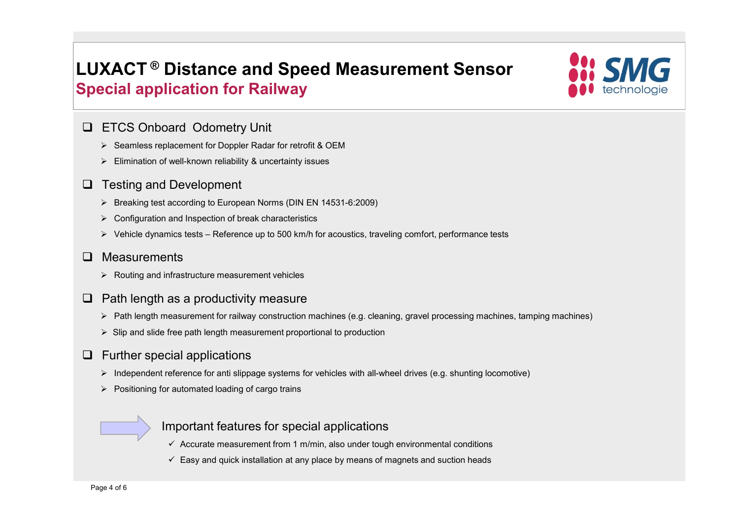# LUXACT® Distance and Speed Measurement Sensor

## Special application for Railway

SMG technologie

- ETCS Onboard Odometry Unit
  - Seamless replacement for Doppler Radar for retrofit & OEM
  - Elimination of well-known reliability & uncertainty issues
- Testing and Development
  - Breaking test according to European Norms (DIN EN 14531-6:2009)
  - Configuration and Inspection of break characteristics
  - Vehicle dynamics tests – Reference up to 500 km/h for acoustics, traveling comfort, performance tests
- Measurements
  - Routing and infrastructure measurement vehicles
- Path length as a productivity measure
  - Path length measurement for railway construction machines (e.g. cleaning, gravel processing machines, tamping machines)
  - Slip and slide free path length measurement proportional to production
- Further special applications
  - Independent reference for anti slippage systems for vehicles with all-wheel drives (e.g. shunting locomotive)
  - Positioning for automated loading of cargo trains

Important features for special applications

- ✓ Accurate measurement from 1 m/min, also under tough environmental conditions
- ✓ Easy and quick installation at any place by means of magnets and suction heads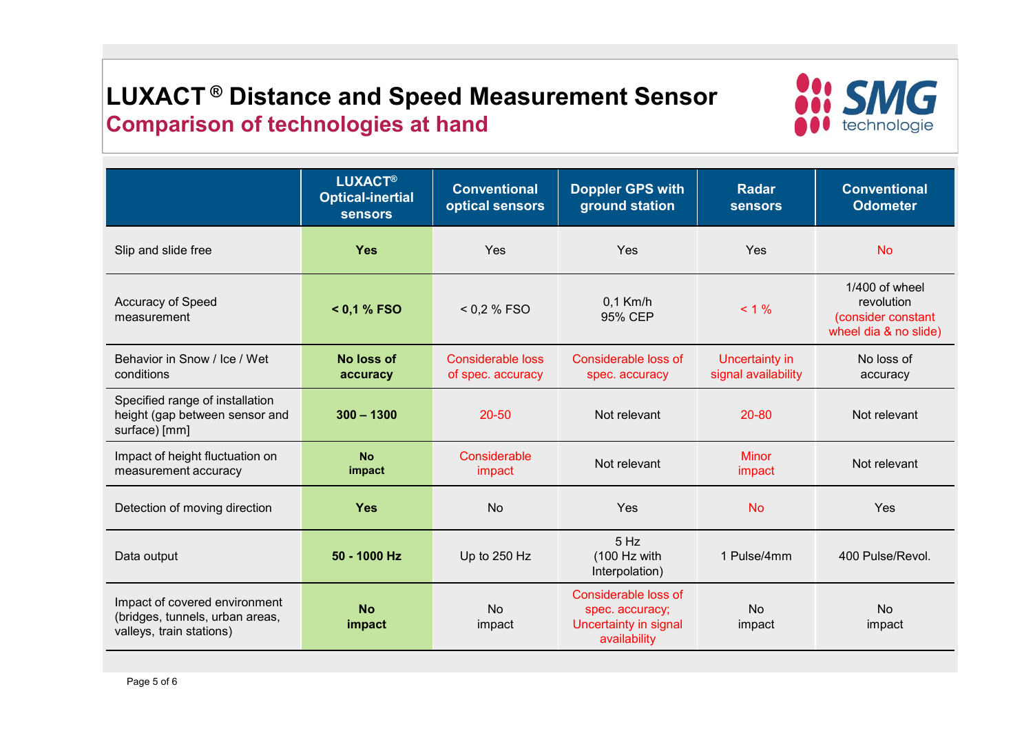# LUXACT® Distance and Speed Measurement Sensor

## Comparison of technologies at hand

| | LUXACT® Optical-inertial sensors | Conventional optical sensors | Doppler GPS with ground station | Radar sensors | Conventional Odometer |
|---|---|---|---|---|---|
| Slip and slide free | **Yes** | Yes | Yes | Yes | No |
| Accuracy of Speed measurement | **< 0,1 % FSO** | < 0,2 % FSO | 0,1 Km/h 95% CEP | < 1 % | 1/400 of wheel revolution (consider constant wheel dia & no slide) |
| Behavior in Snow / Ice / Wet conditions | **No loss of accuracy** | Considerable loss of spec. accuracy | Considerable loss of spec. accuracy | Uncertainty in signal availability | No loss of accuracy |
| Specified range of installation height (gap between sensor and surface) [mm] | **300 – 1300** | 20-50 | Not relevant | 20-80 | Not relevant |
| Impact of height fluctuation on measurement accuracy | **No impact** | Considerable impact | Not relevant | Minor impact | Not relevant |
| Detection of moving direction | **Yes** | No | Yes | No | Yes |
| Data output | **50 - 1000 Hz** | Up to 250 Hz | 5 Hz (100 Hz with Interpolation) | 1 Pulse/4mm | 400 Pulse/Revol. |
| Impact of covered environment (bridges, tunnels, urban areas, valleys, train stations) | **No impact** | No impact | Considerable loss of spec. accuracy; Uncertainty in signal availability | No impact | No impact |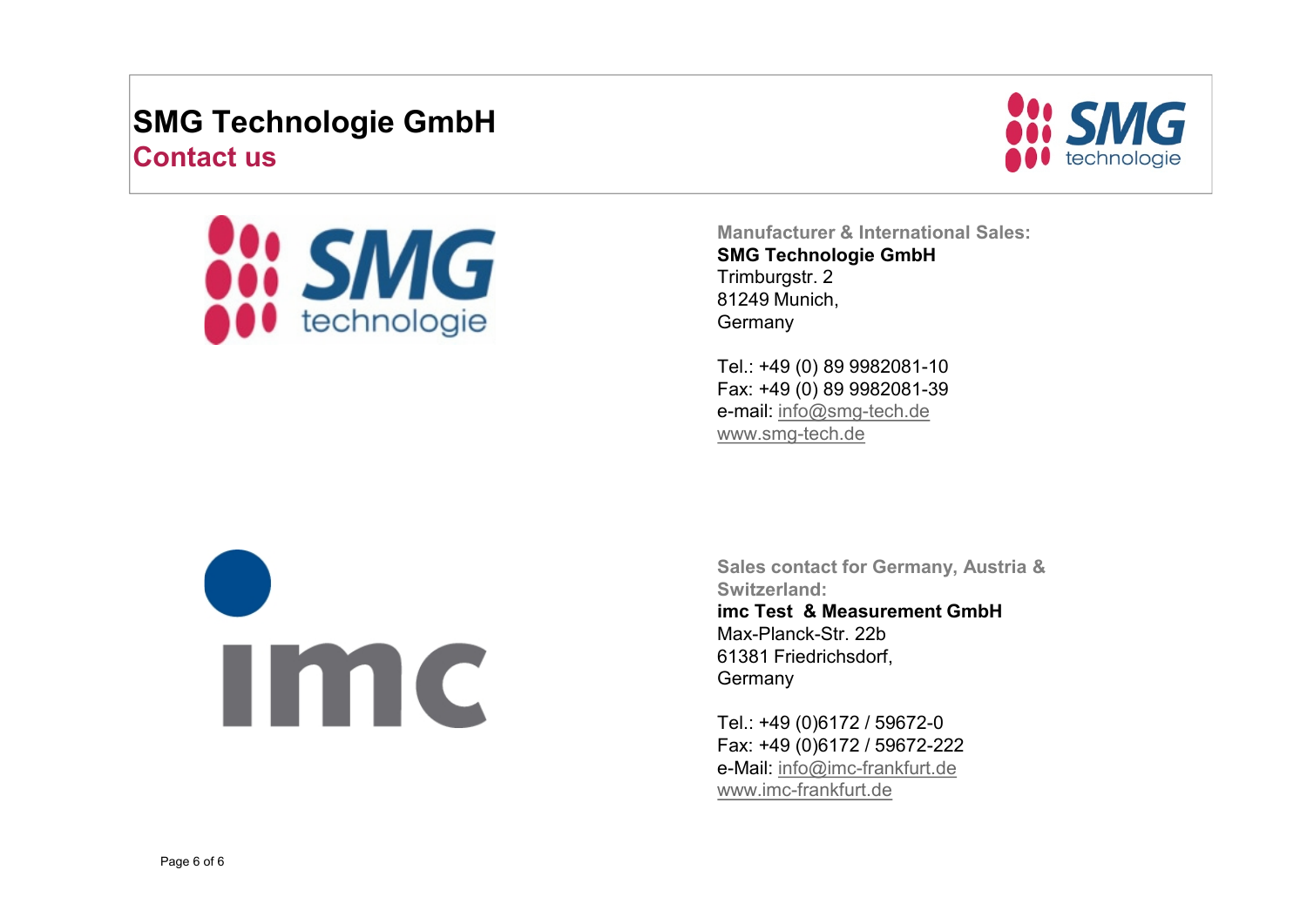# SMG Technologie GmbH

## Contact us

**Manufacturer & International Sales:**

**SMG Technologie GmbH**
Trimburgstr. 2
81249 Munich,
Germany

Tel.: +49 (0) 89 9982081-10
Fax: +49 (0) 89 9982081-39
e-mail: info@smg-tech.de
www.smg-tech.de

**Sales contact for Germany, Austria & Switzerland:**

**imc Test & Measurement GmbH**
Max-Planck-Str. 22b
61381 Friedrichsdorf,
Germany

Tel.: +49 (0)6172 / 59672-0
Fax: +49 (0)6172 / 59672-222
e-Mail: info@imc-frankfurt.de
www.imc-frankfurt.de